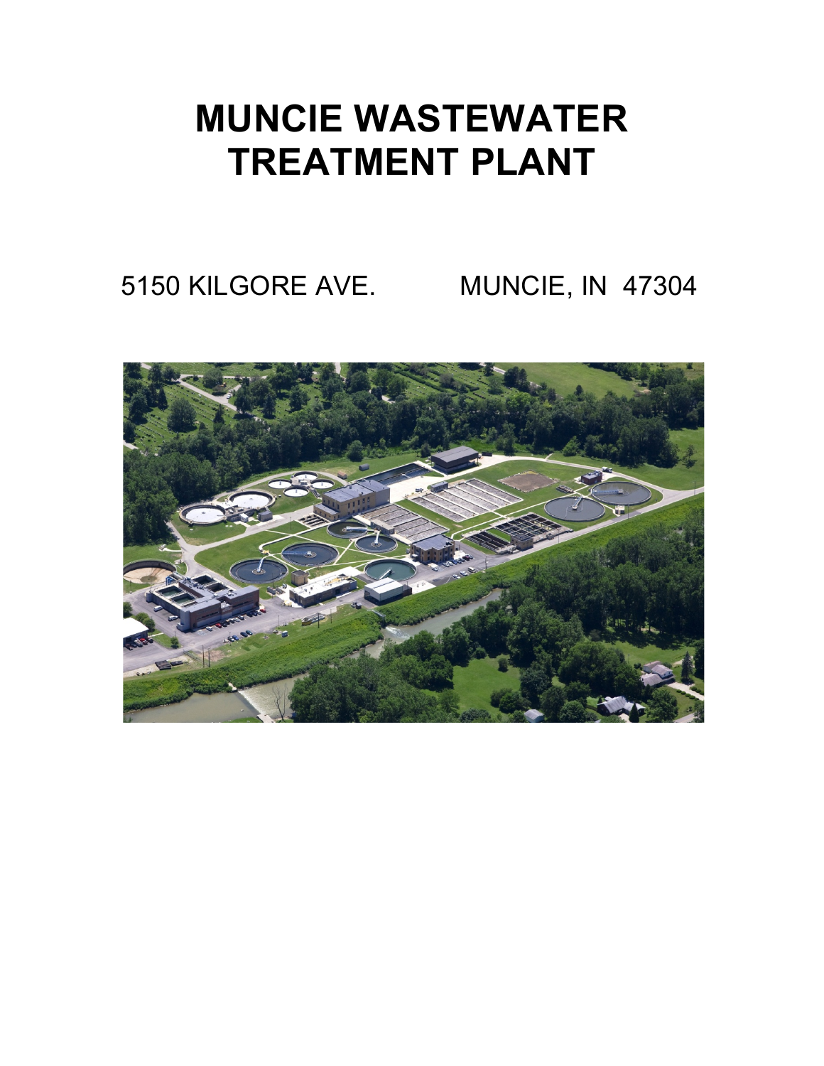# MUNCIE WASTEWATER TREATMENT PLANT

5150 KILGORE AVE.          MUNCIE, IN  47304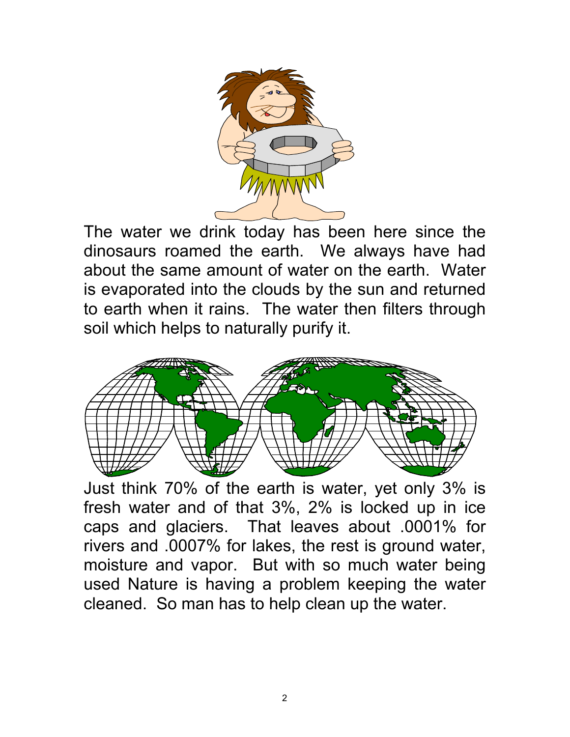The water we drink today has been here since the dinosaurs roamed the earth. We always have had about the same amount of water on the earth. Water is evaporated into the clouds by the sun and returned to earth when it rains. The water then filters through soil which helps to naturally purify it.

Just think 70% of the earth is water, yet only 3% is fresh water and of that 3%, 2% is locked up in ice caps and glaciers. That leaves about .0001% for rivers and .0007% for lakes, the rest is ground water, moisture and vapor. But with so much water being used Nature is having a problem keeping the water cleaned. So man has to help clean up the water.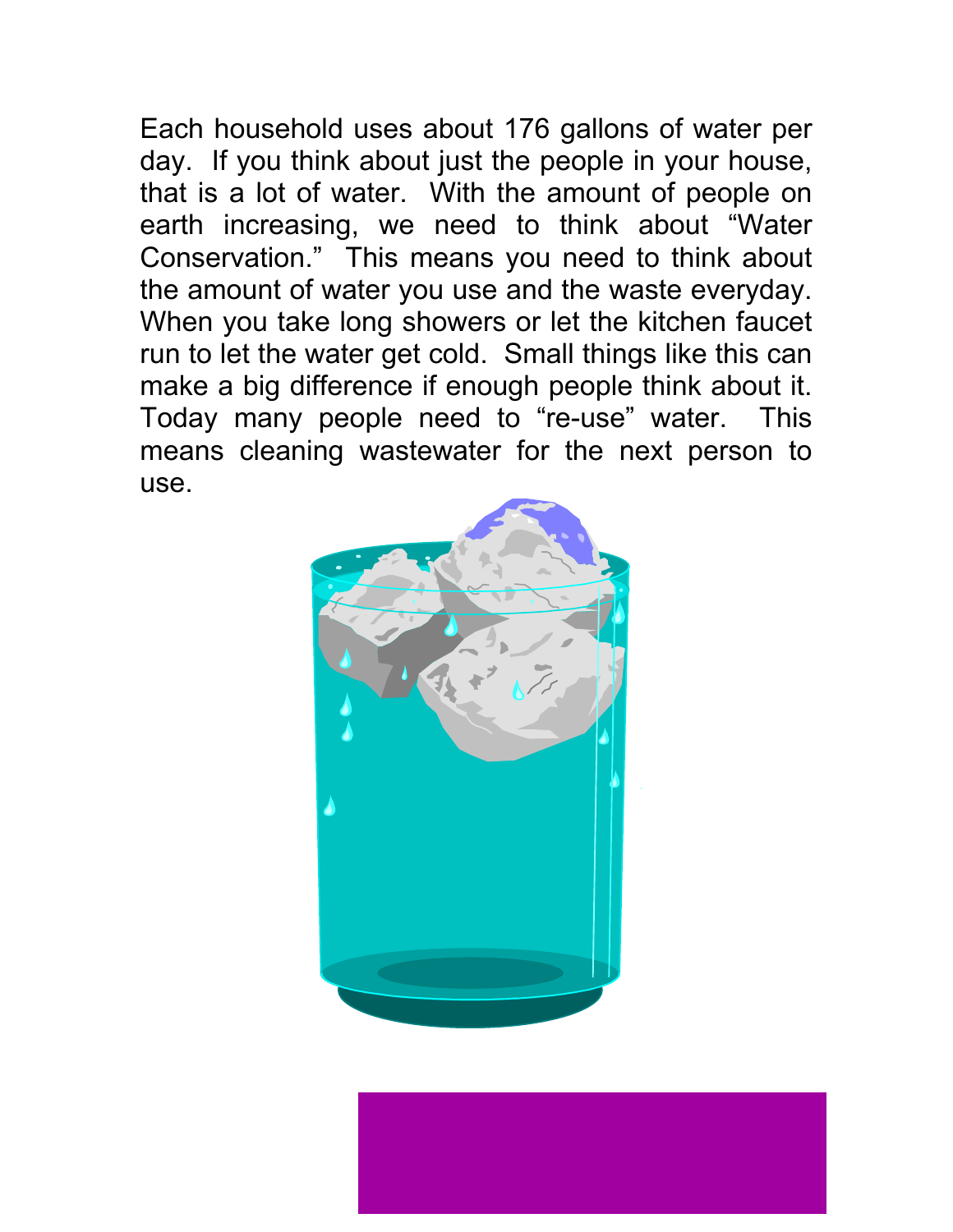Each household uses about 176 gallons of water per day. If you think about just the people in your house, that is a lot of water. With the amount of people on earth increasing, we need to think about "Water Conservation." This means you need to think about the amount of water you use and the waste everyday. When you take long showers or let the kitchen faucet run to let the water get cold. Small things like this can make a big difference if enough people think about it. Today many people need to "re-use" water. This means cleaning wastewater for the next person to use.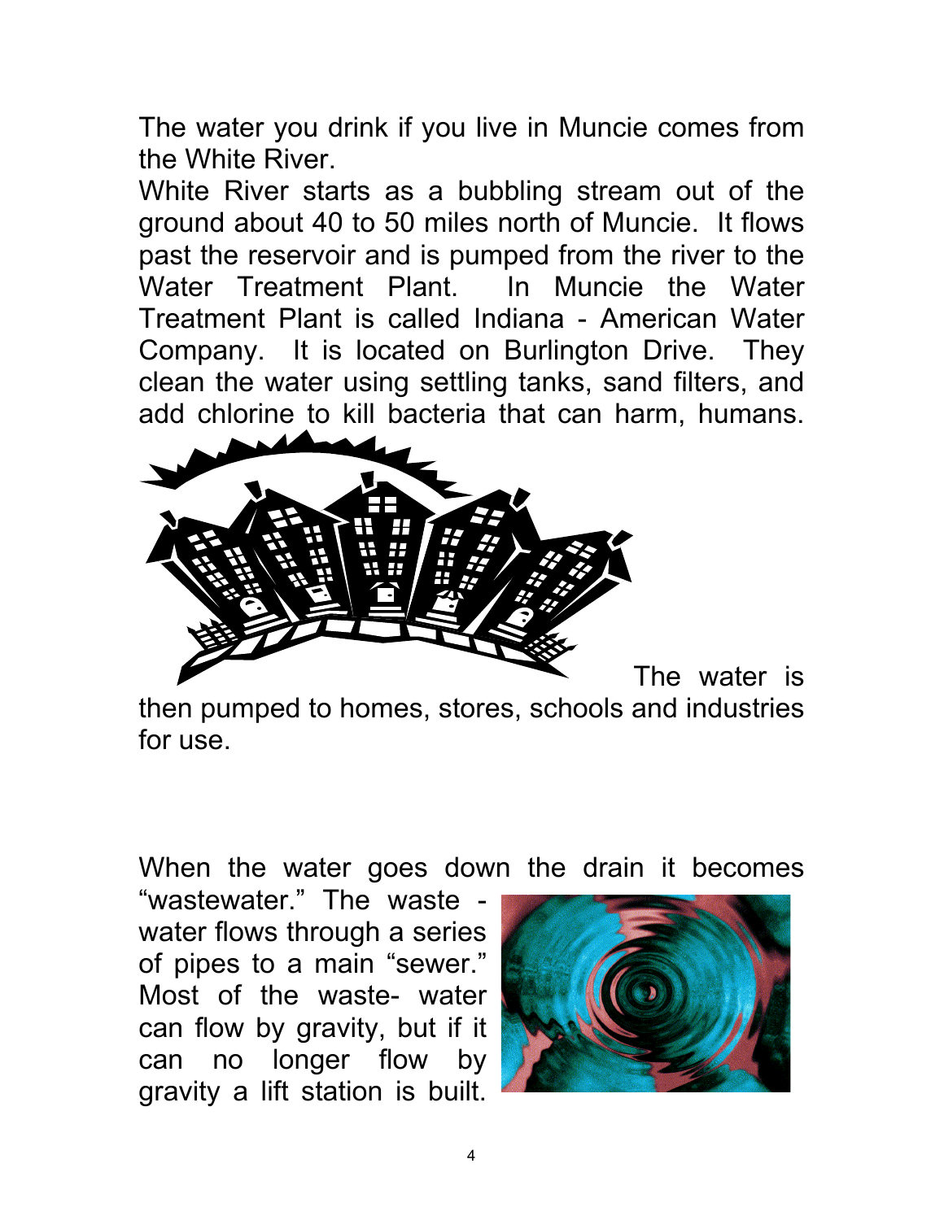The water you drink if you live in Muncie comes from the White River.

White River starts as a bubbling stream out of the ground about 40 to 50 miles north of Muncie. It flows past the reservoir and is pumped from the river to the Water Treatment Plant. In Muncie the Water Treatment Plant is called Indiana - American Water Company. It is located on Burlington Drive. They clean the water using settling tanks, sand filters, and add chlorine to kill bacteria that can harm, humans. The water is then pumped to homes, stores, schools and industries for use.

When the water goes down the drain it becomes "wastewater." The waste - water flows through a series of pipes to a main "sewer." Most of the waste- water can flow by gravity, but if it can no longer flow by gravity a lift station is built.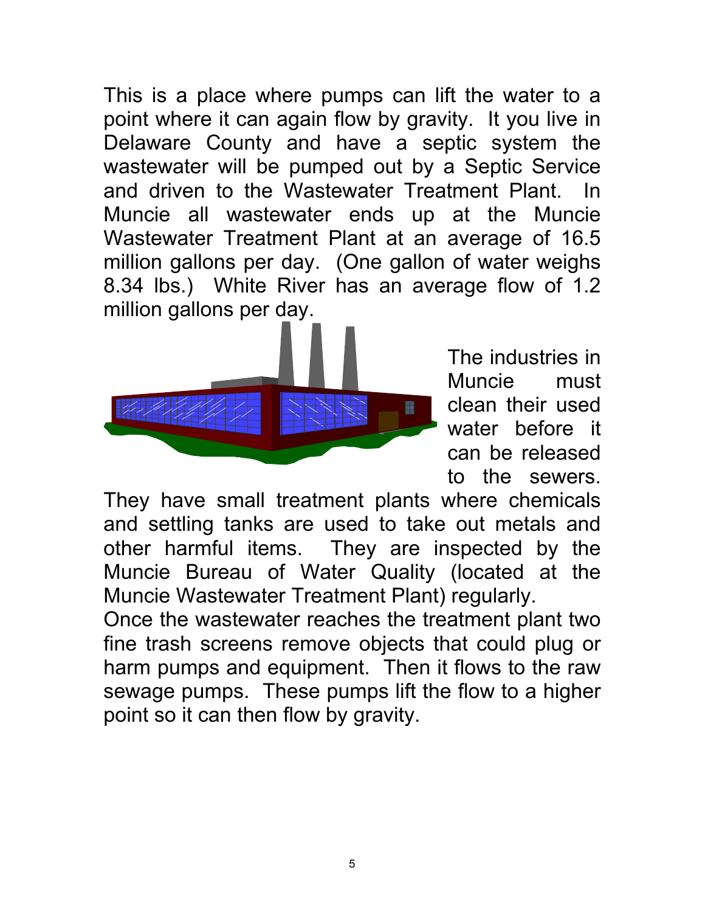This is a place where pumps can lift the water to a point where it can again flow by gravity. It you live in Delaware County and have a septic system the wastewater will be pumped out by a Septic Service and driven to the Wastewater Treatment Plant. In Muncie all wastewater ends up at the Muncie Wastewater Treatment Plant at an average of 16.5 million gallons per day. (One gallon of water weighs 8.34 lbs.) White River has an average flow of 1.2 million gallons per day.

The industries in Muncie must clean their used water before it can be released to the sewers. They have small treatment plants where chemicals and settling tanks are used to take out metals and other harmful items. They are inspected by the Muncie Bureau of Water Quality (located at the Muncie Wastewater Treatment Plant) regularly.

Once the wastewater reaches the treatment plant two fine trash screens remove objects that could plug or harm pumps and equipment. Then it flows to the raw sewage pumps. These pumps lift the flow to a higher point so it can then flow by gravity.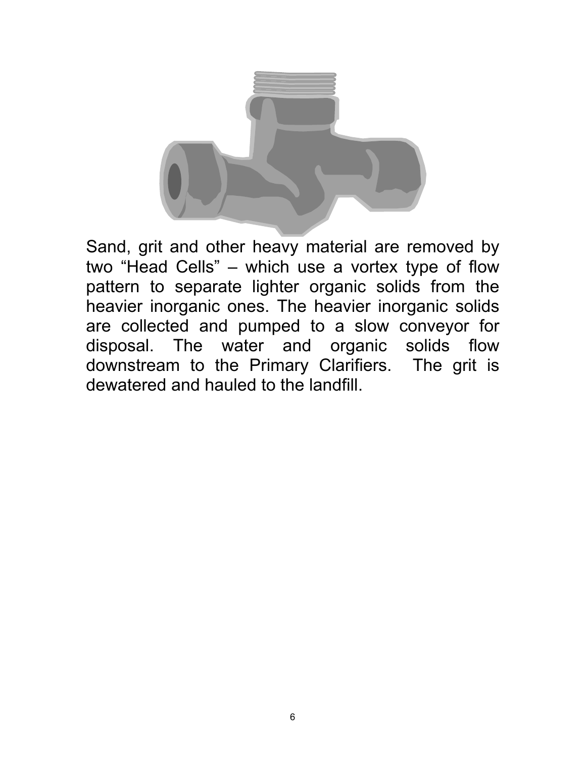Sand, grit and other heavy material are removed by two “Head Cells” – which use a vortex type of flow pattern to separate lighter organic solids from the heavier inorganic ones. The heavier inorganic solids are collected and pumped to a slow conveyor for disposal. The water and organic solids flow downstream to the Primary Clarifiers. The grit is dewatered and hauled to the landfill.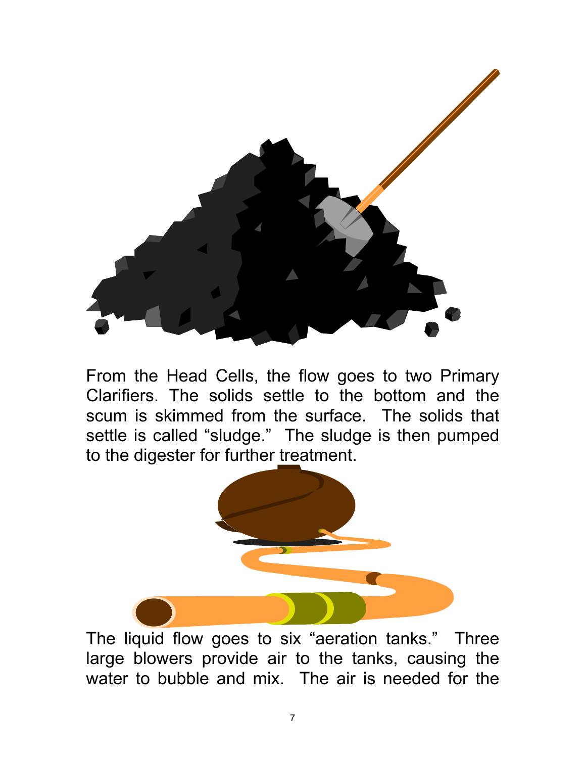From the Head Cells, the flow goes to two Primary Clarifiers. The solids settle to the bottom and the scum is skimmed from the surface. The solids that settle is called "sludge." The sludge is then pumped to the digester for further treatment.

The liquid flow goes to six "aeration tanks." Three large blowers provide air to the tanks, causing the water to bubble and mix. The air is needed for the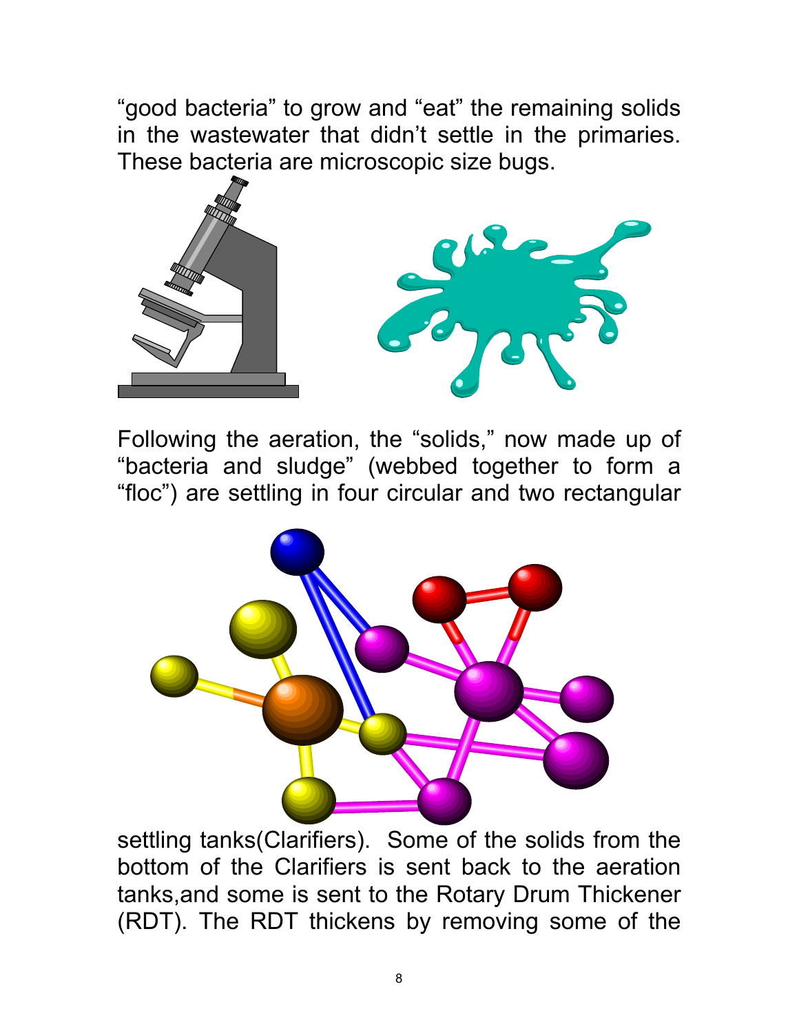“good bacteria” to grow and “eat” the remaining solids in the wastewater that didn’t settle in the primaries. These bacteria are microscopic size bugs.

Following the aeration, the “solids,” now made up of “bacteria and sludge” (webbed together to form a “floc”) are settling in four circular and two rectangular

settling tanks(Clarifiers). Some of the solids from the bottom of the Clarifiers is sent back to the aeration tanks,and some is sent to the Rotary Drum Thickener (RDT). The RDT thickens by removing some of the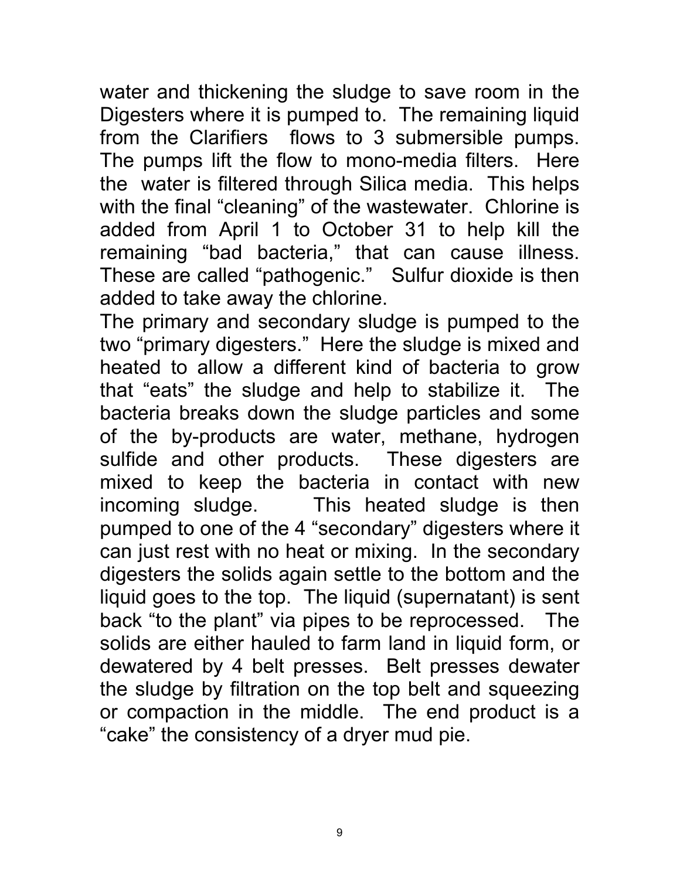water and thickening the sludge to save room in the Digesters where it is pumped to. The remaining liquid from the Clarifiers flows to 3 submersible pumps. The pumps lift the flow to mono-media filters. Here the water is filtered through Silica media. This helps with the final “cleaning” of the wastewater. Chlorine is added from April 1 to October 31 to help kill the remaining “bad bacteria,” that can cause illness. These are called “pathogenic.” Sulfur dioxide is then added to take away the chlorine.

The primary and secondary sludge is pumped to the two “primary digesters.” Here the sludge is mixed and heated to allow a different kind of bacteria to grow that “eats” the sludge and help to stabilize it. The bacteria breaks down the sludge particles and some of the by-products are water, methane, hydrogen sulfide and other products. These digesters are mixed to keep the bacteria in contact with new incoming sludge. This heated sludge is then pumped to one of the 4 “secondary” digesters where it can just rest with no heat or mixing. In the secondary digesters the solids again settle to the bottom and the liquid goes to the top. The liquid (supernatant) is sent back “to the plant” via pipes to be reprocessed. The solids are either hauled to farm land in liquid form, or dewatered by 4 belt presses. Belt presses dewater the sludge by filtration on the top belt and squeezing or compaction in the middle. The end product is a “cake” the consistency of a dryer mud pie.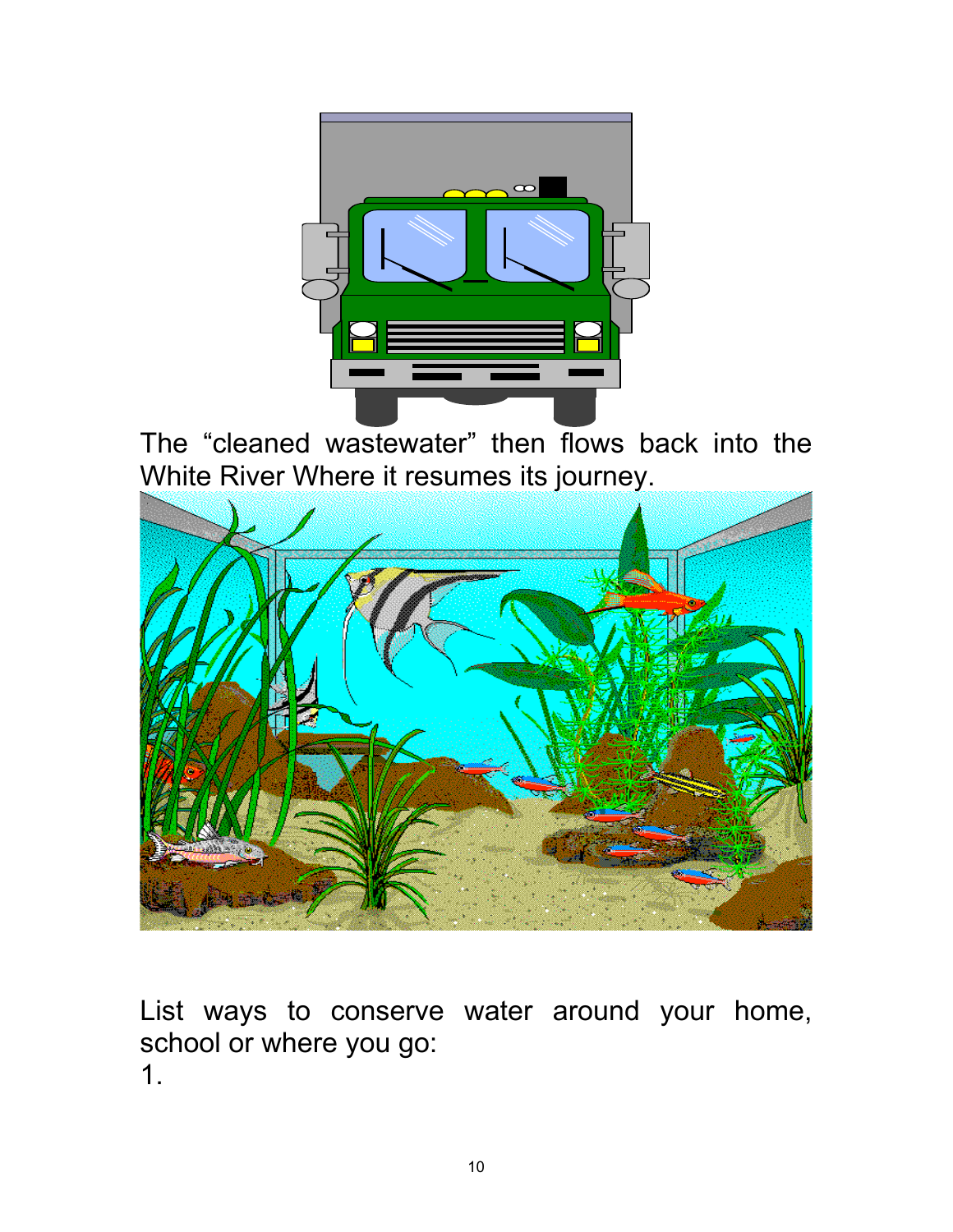The “cleaned wastewater” then flows back into the White River Where it resumes its journey.

List ways to conserve water around your home, school or where you go:

1.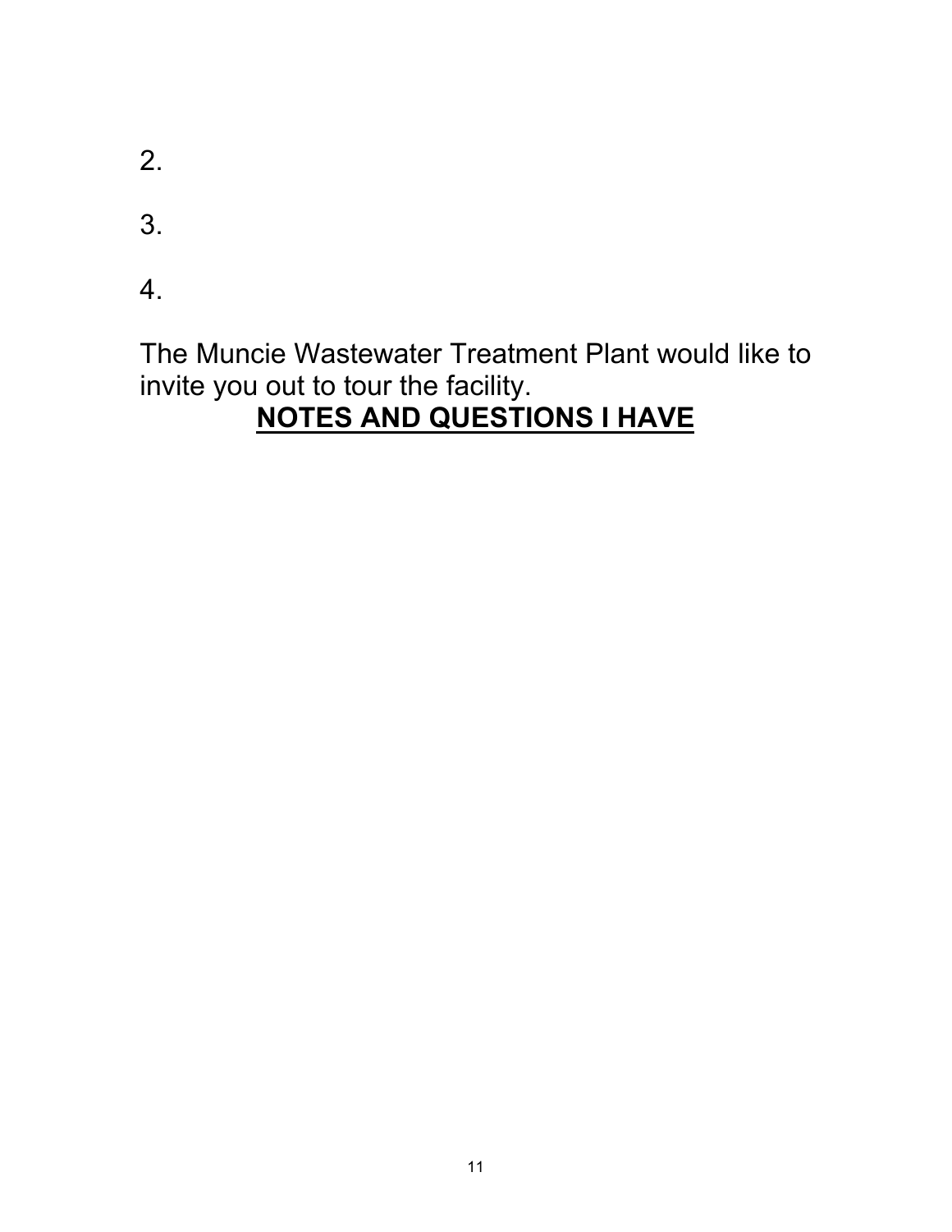2.

3.

4.

The Muncie Wastewater Treatment Plant would like to invite you out to tour the facility.

**NOTES AND QUESTIONS I HAVE**